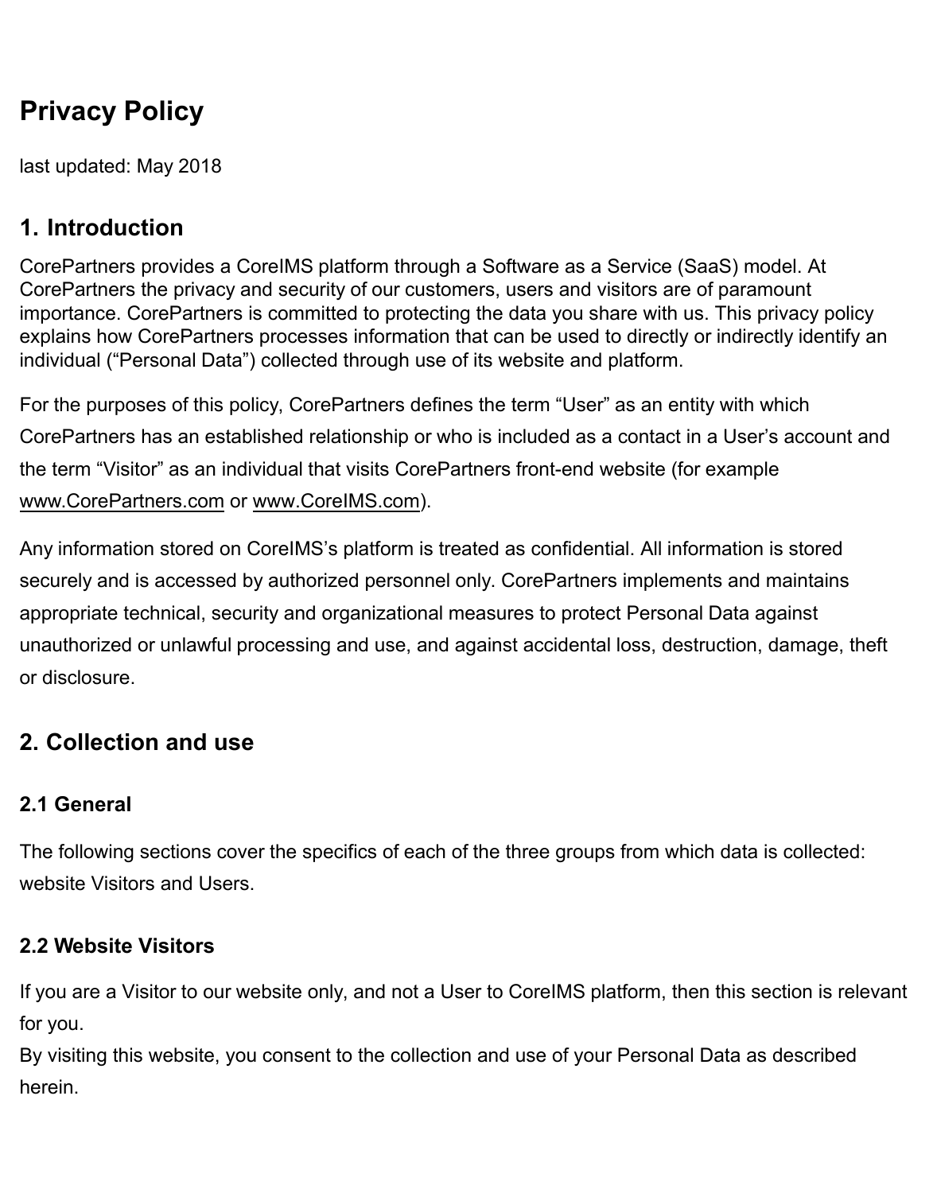# Privacy Policy

last updated: May 2018

## 1. Introduction

CorePartners provides a CoreIMS platform through a Software as a Service (SaaS) model. At CorePartners the privacy and security of our customers, users and visitors are of paramount importance. CorePartners is committed to protecting the data you share with us. This privacy policy explains how CorePartners processes information that can be used to directly or indirectly identify an individual ("Personal Data") collected through use of its website and platform.

For the purposes of this policy, CorePartners defines the term "User" as an entity with which CorePartners has an established relationship or who is included as a contact in a User's account and the term "Visitor" as an individual that visits CorePartners front-end website (for example www.CorePartners.com or www.CoreIMS.com).

Any information stored on CoreIMS's platform is treated as confidential. All information is stored securely and is accessed by authorized personnel only. CorePartners implements and maintains appropriate technical, security and organizational measures to protect Personal Data against unauthorized or unlawful processing and use, and against accidental loss, destruction, damage, theft or disclosure.

## 2. Collection and use

### 2.1 General

The following sections cover the specifics of each of the three groups from which data is collected: website Visitors and Users.

### 2.2 Website Visitors

If you are a Visitor to our website only, and not a User to CoreIMS platform, then this section is relevant for you.
By visiting this website, you consent to the collection and use of your Personal Data as described herein.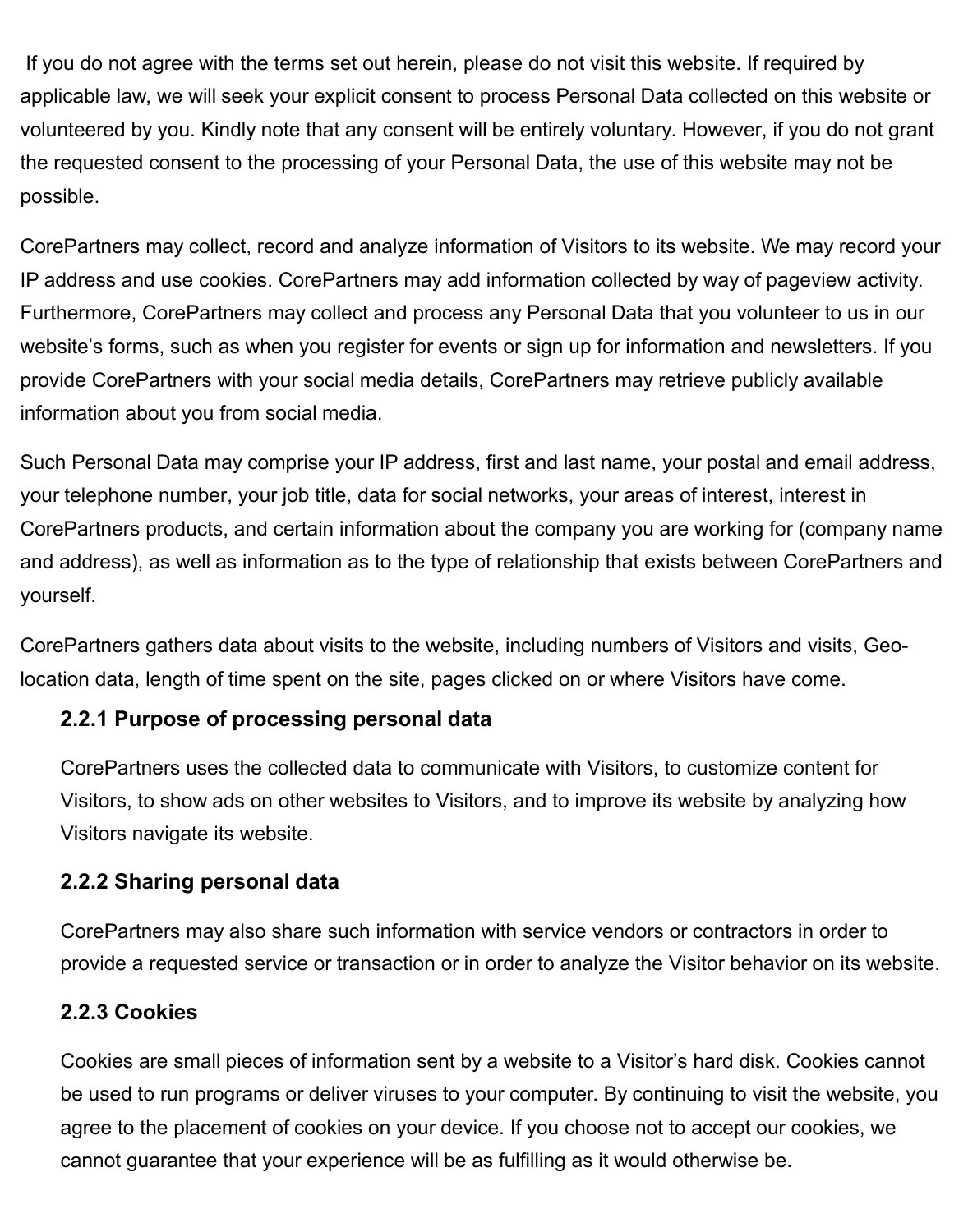If you do not agree with the terms set out herein, please do not visit this website. If required by applicable law, we will seek your explicit consent to process Personal Data collected on this website or volunteered by you. Kindly note that any consent will be entirely voluntary. However, if you do not grant the requested consent to the processing of your Personal Data, the use of this website may not be possible.

CorePartners may collect, record and analyze information of Visitors to its website. We may record your IP address and use cookies. CorePartners may add information collected by way of pageview activity. Furthermore, CorePartners may collect and process any Personal Data that you volunteer to us in our website's forms, such as when you register for events or sign up for information and newsletters. If you provide CorePartners with your social media details, CorePartners may retrieve publicly available information about you from social media.

Such Personal Data may comprise your IP address, first and last name, your postal and email address, your telephone number, your job title, data for social networks, your areas of interest, interest in CorePartners products, and certain information about the company you are working for (company name and address), as well as information as to the type of relationship that exists between CorePartners and yourself.

CorePartners gathers data about visits to the website, including numbers of Visitors and visits, Geo-location data, length of time spent on the site, pages clicked on or where Visitors have come.

### 2.2.1 Purpose of processing personal data

CorePartners uses the collected data to communicate with Visitors, to customize content for Visitors, to show ads on other websites to Visitors, and to improve its website by analyzing how Visitors navigate its website.

### 2.2.2 Sharing personal data

CorePartners may also share such information with service vendors or contractors in order to provide a requested service or transaction or in order to analyze the Visitor behavior on its website.

### 2.2.3 Cookies

Cookies are small pieces of information sent by a website to a Visitor's hard disk. Cookies cannot be used to run programs or deliver viruses to your computer. By continuing to visit the website, you agree to the placement of cookies on your device. If you choose not to accept our cookies, we cannot guarantee that your experience will be as fulfilling as it would otherwise be.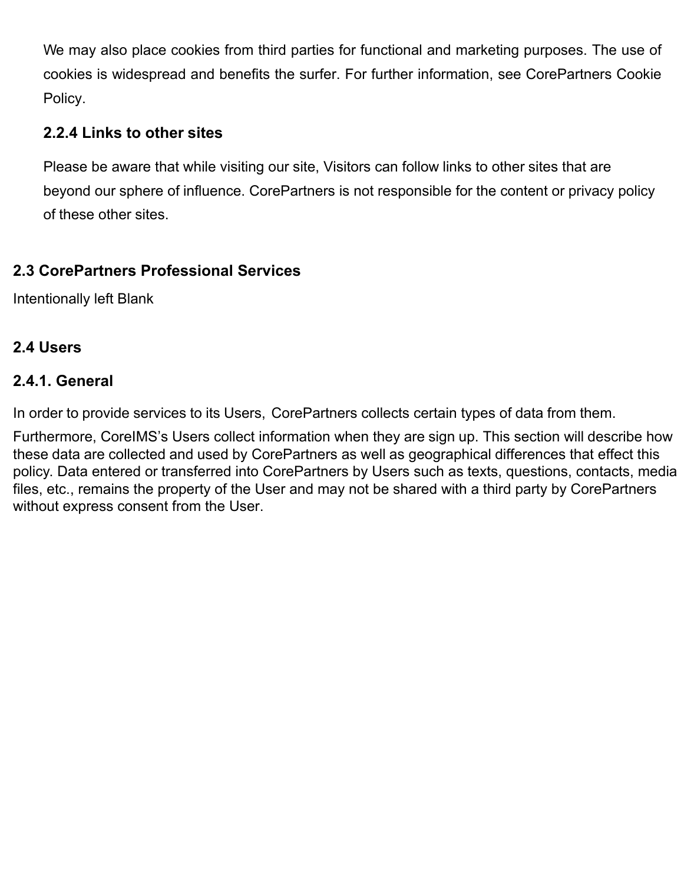We may also place cookies from third parties for functional and marketing purposes. The use of cookies is widespread and benefits the surfer. For further information, see CorePartners Cookie Policy.

#### 2.2.4 Links to other sites

Please be aware that while visiting our site, Visitors can follow links to other sites that are beyond our sphere of influence. CorePartners is not responsible for the content or privacy policy of these other sites.

### 2.3 CorePartners Professional Services

Intentionally left Blank

### 2.4 Users

#### 2.4.1. General

In order to provide services to its Users, CorePartners collects certain types of data from them.

Furthermore, CoreIMS's Users collect information when they are sign up. This section will describe how these data are collected and used by CorePartners as well as geographical differences that effect this policy. Data entered or transferred into CorePartners by Users such as texts, questions, contacts, media files, etc., remains the property of the User and may not be shared with a third party by CorePartners without express consent from the User.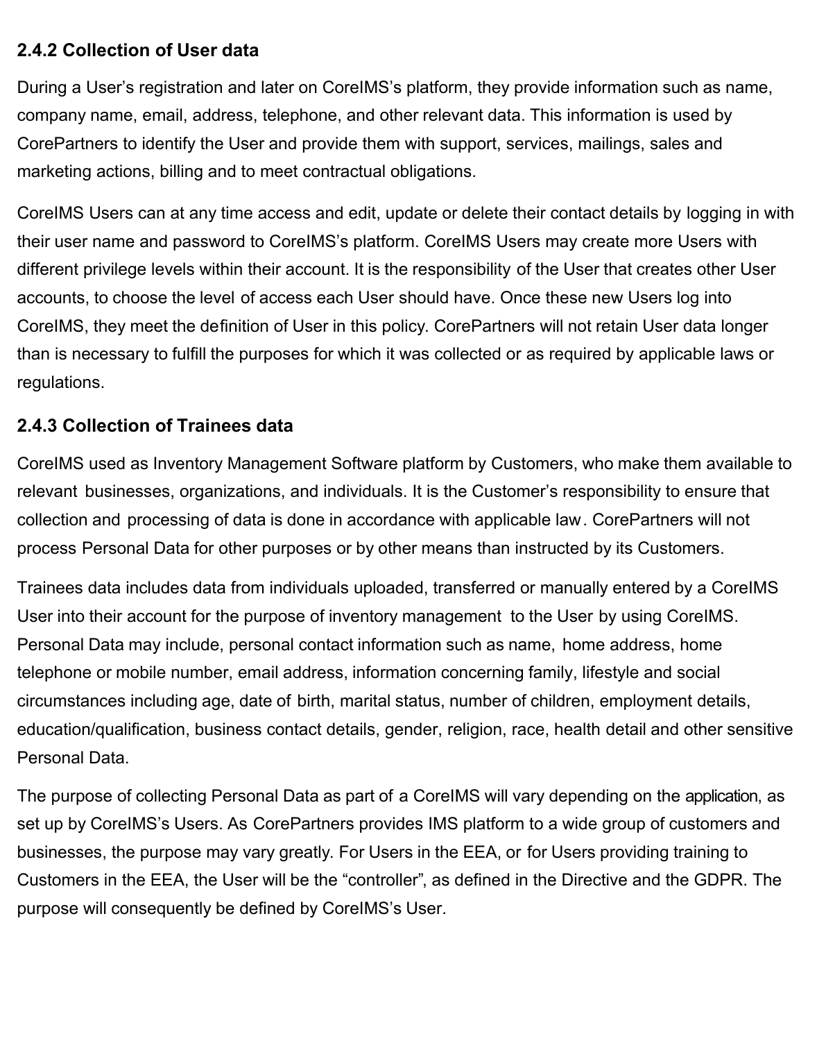### 2.4.2 Collection of User data

During a User's registration and later on CoreIMS's platform, they provide information such as name, company name, email, address, telephone, and other relevant data. This information is used by CorePartners to identify the User and provide them with support, services, mailings, sales and marketing actions, billing and to meet contractual obligations.

CoreIMS Users can at any time access and edit, update or delete their contact details by logging in with their user name and password to CoreIMS's platform. CoreIMS Users may create more Users with different privilege levels within their account. It is the responsibility of the User that creates other User accounts, to choose the level of access each User should have. Once these new Users log into CoreIMS, they meet the definition of User in this policy. CorePartners will not retain User data longer than is necessary to fulfill the purposes for which it was collected or as required by applicable laws or regulations.

### 2.4.3 Collection of Trainees data

CoreIMS used as Inventory Management Software platform by Customers, who make them available to relevant businesses, organizations, and individuals. It is the Customer's responsibility to ensure that collection and processing of data is done in accordance with applicable law. CorePartners will not process Personal Data for other purposes or by other means than instructed by its Customers.

Trainees data includes data from individuals uploaded, transferred or manually entered by a CoreIMS User into their account for the purpose of inventory management to the User by using CoreIMS. Personal Data may include, personal contact information such as name, home address, home telephone or mobile number, email address, information concerning family, lifestyle and social circumstances including age, date of birth, marital status, number of children, employment details, education/qualification, business contact details, gender, religion, race, health detail and other sensitive Personal Data.

The purpose of collecting Personal Data as part of a CoreIMS will vary depending on the application, as set up by CoreIMS's Users. As CorePartners provides IMS platform to a wide group of customers and businesses, the purpose may vary greatly. For Users in the EEA, or for Users providing training to Customers in the EEA, the User will be the "controller", as defined in the Directive and the GDPR. The purpose will consequently be defined by CoreIMS's User.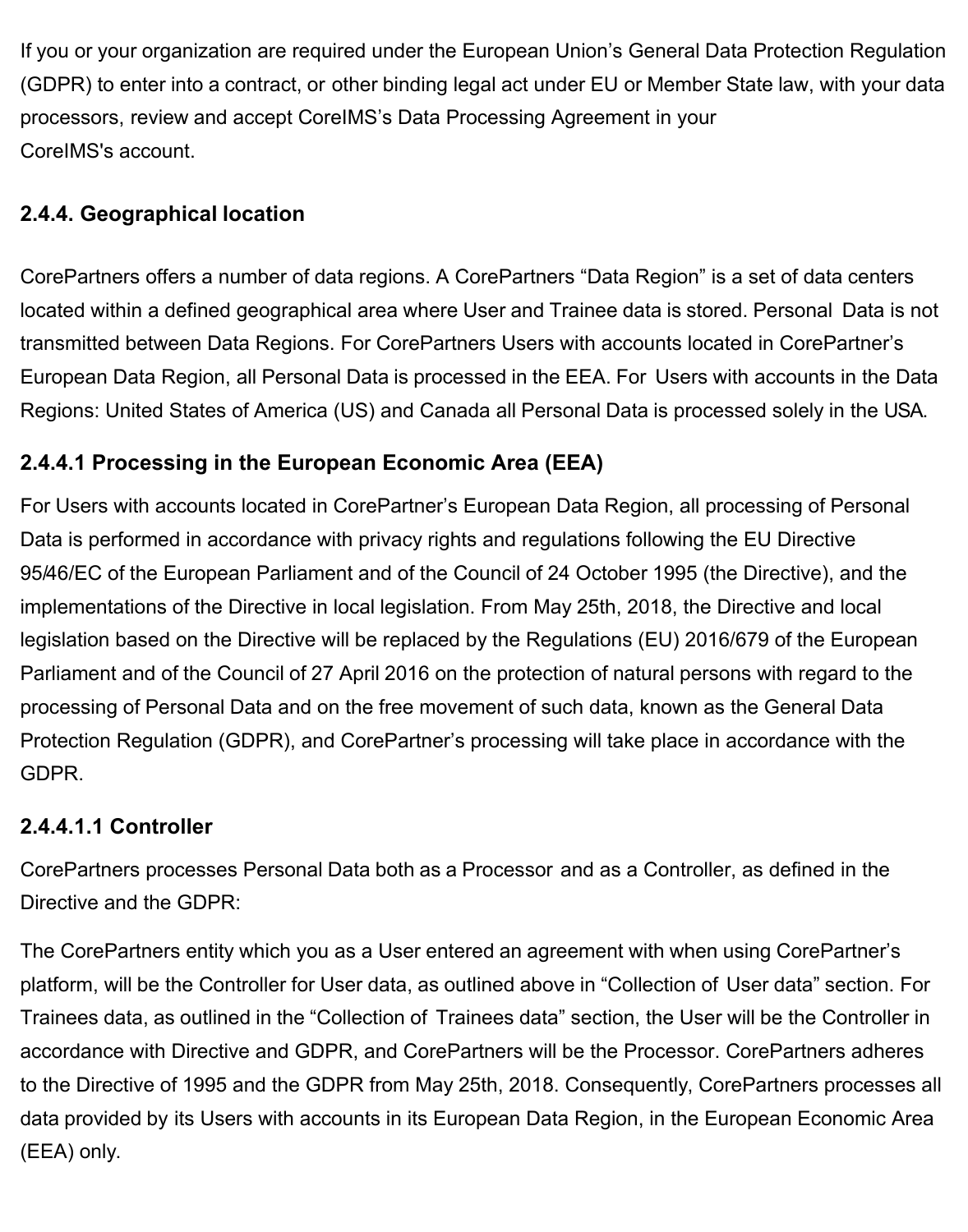If you or your organization are required under the European Union's General Data Protection Regulation (GDPR) to enter into a contract, or other binding legal act under EU or Member State law, with your data processors, review and accept CoreIMS's Data Processing Agreement in your CoreIMS's account.

### 2.4.4. Geographical location

CorePartners offers a number of data regions. A CorePartners "Data Region" is a set of data centers located within a defined geographical area where User and Trainee data is stored. Personal Data is not transmitted between Data Regions. For CorePartners Users with accounts located in CorePartner's European Data Region, all Personal Data is processed in the EEA. For Users with accounts in the Data Regions: United States of America (US) and Canada all Personal Data is processed solely in the USA.

#### 2.4.4.1 Processing in the European Economic Area (EEA)

For Users with accounts located in CorePartner's European Data Region, all processing of Personal Data is performed in accordance with privacy rights and regulations following the EU Directive 95/46/EC of the European Parliament and of the Council of 24 October 1995 (the Directive), and the implementations of the Directive in local legislation. From May 25th, 2018, the Directive and local legislation based on the Directive will be replaced by the Regulations (EU) 2016/679 of the European Parliament and of the Council of 27 April 2016 on the protection of natural persons with regard to the processing of Personal Data and on the free movement of such data, known as the General Data Protection Regulation (GDPR), and CorePartner's processing will take place in accordance with the GDPR.

##### 2.4.4.1.1 Controller

CorePartners processes Personal Data both as a Processor and as a Controller, as defined in the Directive and the GDPR:

The CorePartners entity which you as a User entered an agreement with when using CorePartner's platform, will be the Controller for User data, as outlined above in "Collection of User data" section. For Trainees data, as outlined in the "Collection of Trainees data" section, the User will be the Controller in accordance with Directive and GDPR, and CorePartners will be the Processor. CorePartners adheres to the Directive of 1995 and the GDPR from May 25th, 2018. Consequently, CorePartners processes all data provided by its Users with accounts in its European Data Region, in the European Economic Area (EEA) only.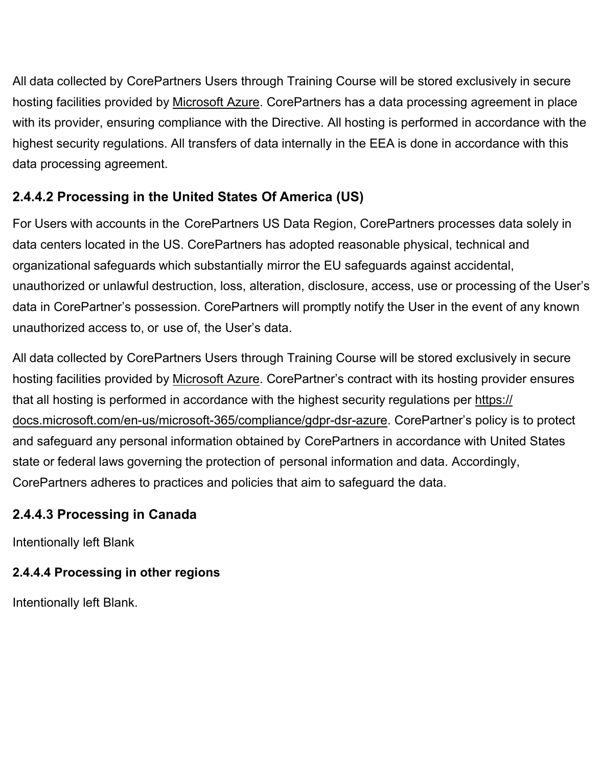All data collected by CorePartners Users through Training Course will be stored exclusively in secure hosting facilities provided by Microsoft Azure. CorePartners has a data processing agreement in place with its provider, ensuring compliance with the Directive. All hosting is performed in accordance with the highest security regulations. All transfers of data internally in the EEA is done in accordance with this data processing agreement.

### 2.4.4.2 Processing in the United States Of America (US)

For Users with accounts in the CorePartners US Data Region, CorePartners processes data solely in data centers located in the US. CorePartners has adopted reasonable physical, technical and organizational safeguards which substantially mirror the EU safeguards against accidental, unauthorized or unlawful destruction, loss, alteration, disclosure, access, use or processing of the User's data in CorePartner's possession. CorePartners will promptly notify the User in the event of any known unauthorized access to, or use of, the User's data.

All data collected by CorePartners Users through Training Course will be stored exclusively in secure hosting facilities provided by Microsoft Azure. CorePartner's contract with its hosting provider ensures that all hosting is performed in accordance with the highest security regulations per https://docs.microsoft.com/en-us/microsoft-365/compliance/gdpr-dsr-azure. CorePartner's policy is to protect and safeguard any personal information obtained by CorePartners in accordance with United States state or federal laws governing the protection of personal information and data. Accordingly, CorePartners adheres to practices and policies that aim to safeguard the data.

### 2.4.4.3 Processing in Canada

Intentionally left Blank

### 2.4.4.4 Processing in other regions

Intentionally left Blank.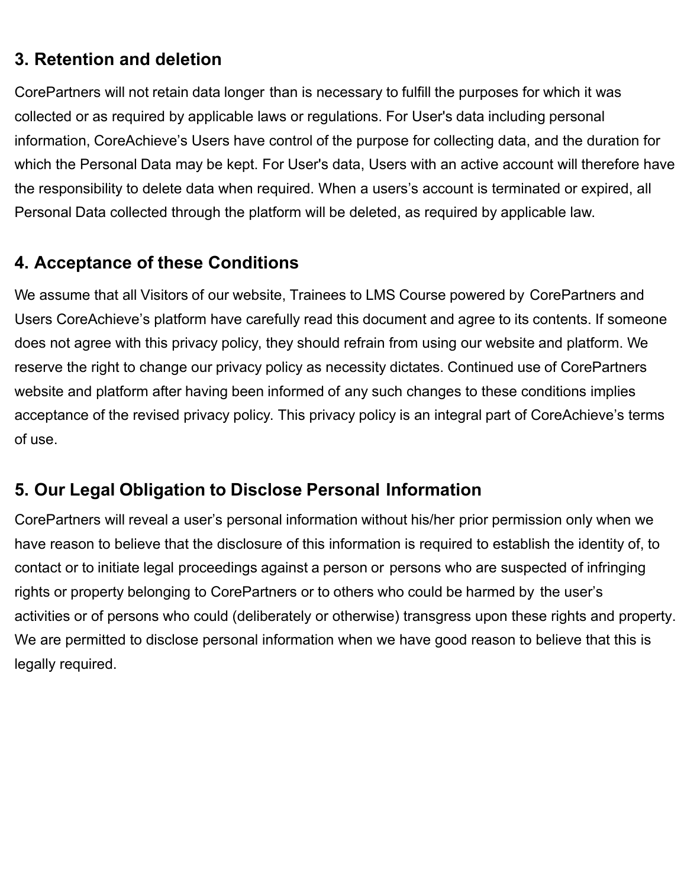## 3. Retention and deletion

CorePartners will not retain data longer than is necessary to fulfill the purposes for which it was collected or as required by applicable laws or regulations. For User's data including personal information, CoreAchieve's Users have control of the purpose for collecting data, and the duration for which the Personal Data may be kept. For User's data, Users with an active account will therefore have the responsibility to delete data when required. When a users's account is terminated or expired, all Personal Data collected through the platform will be deleted, as required by applicable law.

## 4. Acceptance of these Conditions

We assume that all Visitors of our website, Trainees to LMS Course powered by CorePartners and Users CoreAchieve's platform have carefully read this document and agree to its contents. If someone does not agree with this privacy policy, they should refrain from using our website and platform. We reserve the right to change our privacy policy as necessity dictates. Continued use of CorePartners website and platform after having been informed of any such changes to these conditions implies acceptance of the revised privacy policy. This privacy policy is an integral part of CoreAchieve's terms of use.

## 5. Our Legal Obligation to Disclose Personal Information

CorePartners will reveal a user's personal information without his/her prior permission only when we have reason to believe that the disclosure of this information is required to establish the identity of, to contact or to initiate legal proceedings against a person or persons who are suspected of infringing rights or property belonging to CorePartners or to others who could be harmed by the user's activities or of persons who could (deliberately or otherwise) transgress upon these rights and property. We are permitted to disclose personal information when we have good reason to believe that this is legally required.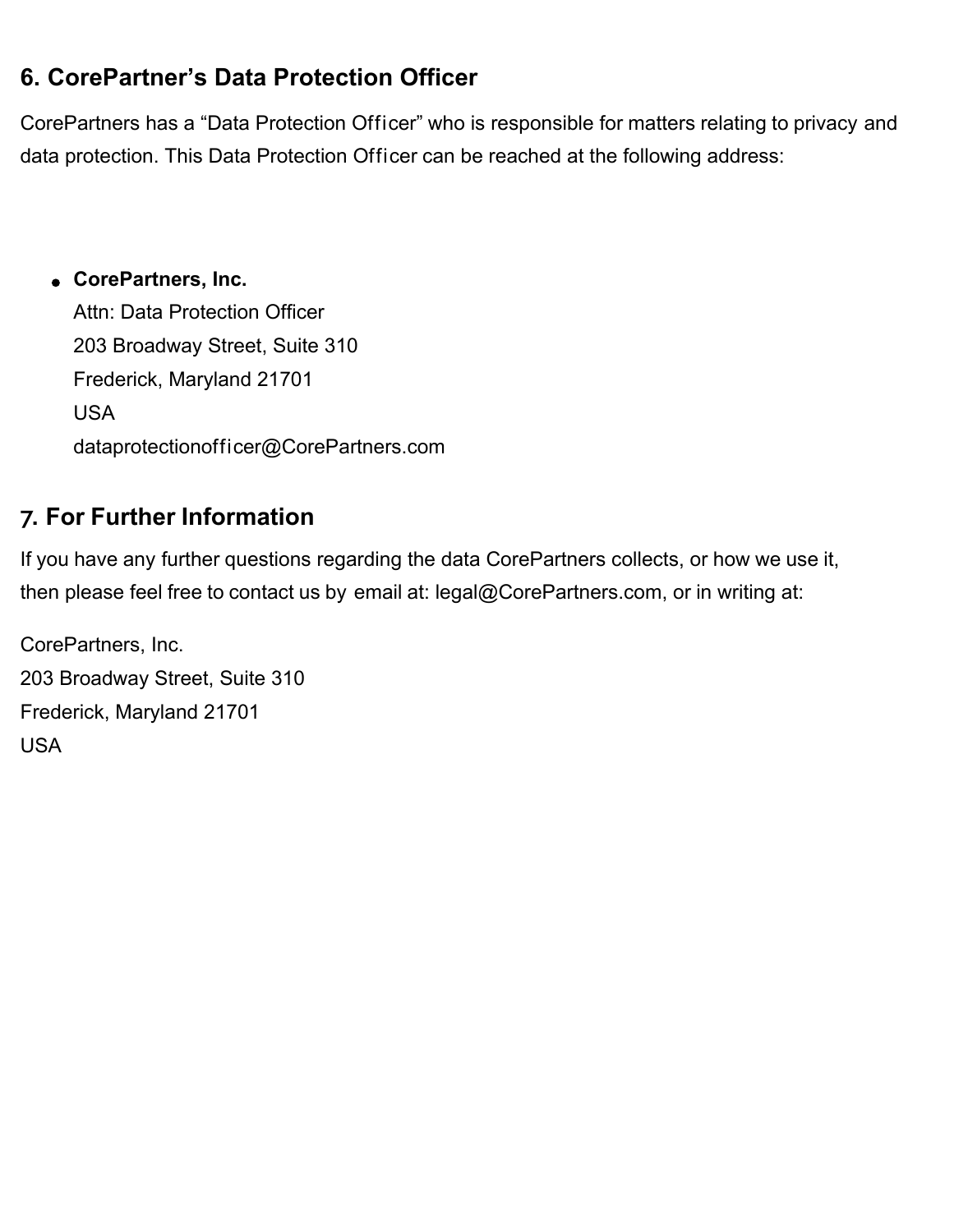## 6. CorePartner's Data Protection Officer

CorePartners has a "Data Protection Officer" who is responsible for matters relating to privacy and data protection. This Data Protection Officer can be reached at the following address:

- **CorePartners, Inc.**
  Attn: Data Protection Officer
  203 Broadway Street, Suite 310
  Frederick, Maryland 21701
  USA
  dataprotectionofficer@CorePartners.com

## 7. For Further Information

If you have any further questions regarding the data CorePartners collects, or how we use it, then please feel free to contact us by email at: legal@CorePartners.com, or in writing at:

CorePartners, Inc.
203 Broadway Street, Suite 310
Frederick, Maryland 21701
USA